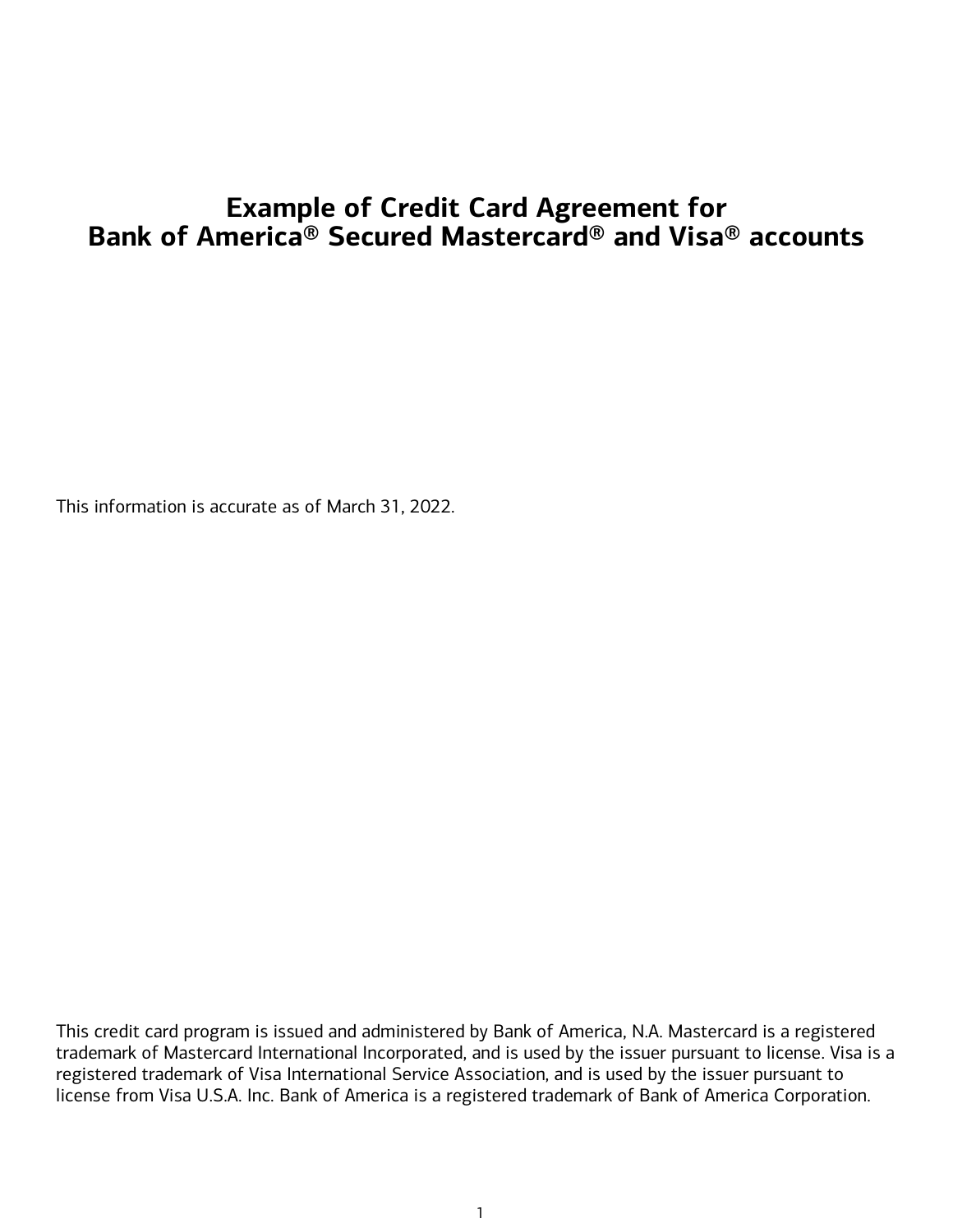# Example of Credit Card Agreement for Bank of America® Secured Mastercard® and Visa® accounts

This information is accurate as of March 31, 2022.

This credit card program is issued and administered by Bank of America, N.A. Mastercard is a registered trademark of Mastercard International Incorporated, and is used by the issuer pursuant to license. Visa is a registered trademark of Visa International Service Association, and is used by the issuer pursuant to license from Visa U.S.A. Inc. Bank of America is a registered trademark of Bank of America Corporation.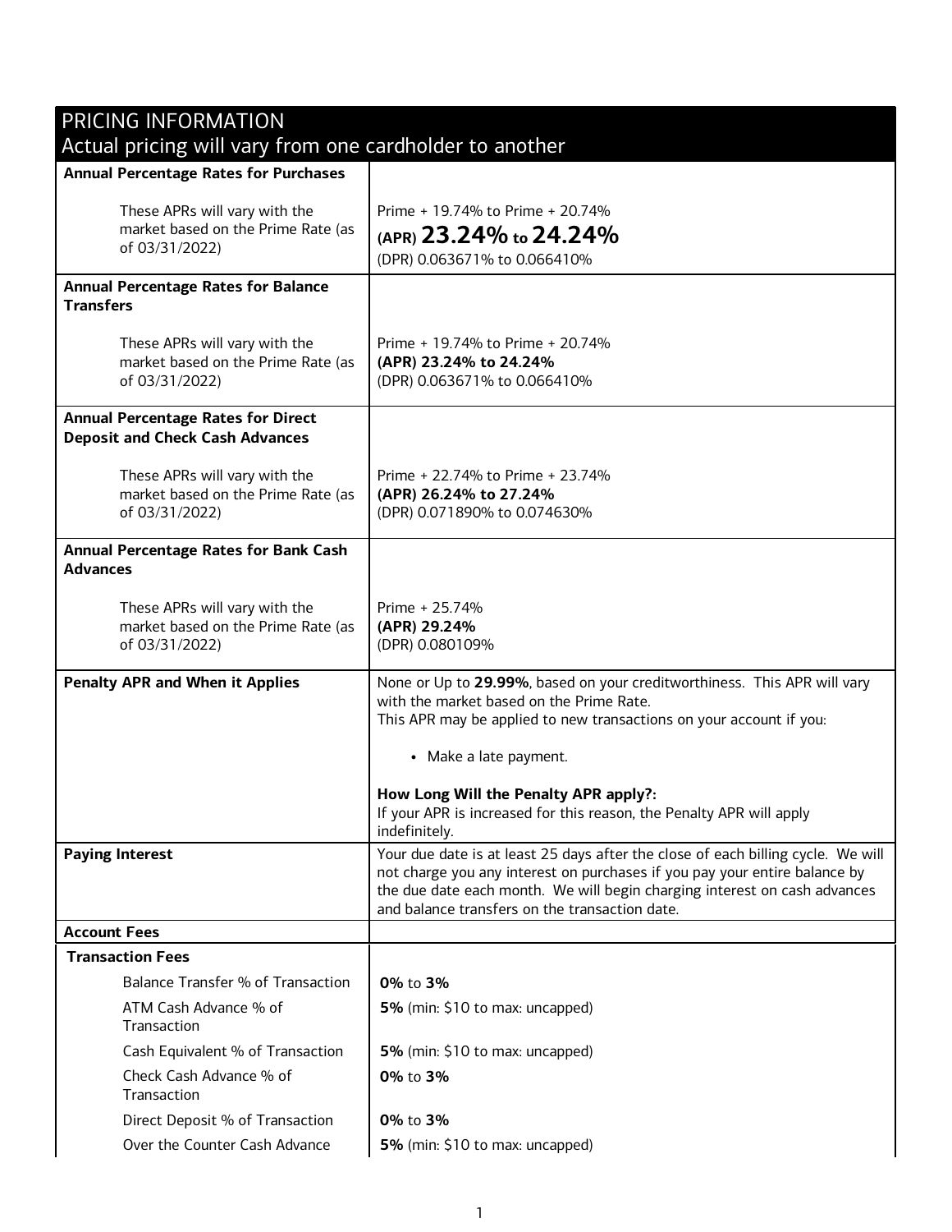| PRICING INFORMATION<br>Actual pricing will vary from one cardholder to another | |
|---|---|
| **Annual Percentage Rates for Purchases**<br><br>These APRs will vary with the market based on the Prime Rate (as of 03/31/2022) | Prime + 19.74% to Prime + 20.74%<br>**(APR) 23.24% to 24.24%**<br>(DPR) 0.063671% to 0.066410% |
| **Annual Percentage Rates for Balance Transfers**<br><br>These APRs will vary with the market based on the Prime Rate (as of 03/31/2022) | Prime + 19.74% to Prime + 20.74%<br>**(APR) 23.24% to 24.24%**<br>(DPR) 0.063671% to 0.066410% |
| **Annual Percentage Rates for Direct Deposit and Check Cash Advances**<br><br>These APRs will vary with the market based on the Prime Rate (as of 03/31/2022) | Prime + 22.74% to Prime + 23.74%<br>**(APR) 26.24% to 27.24%**<br>(DPR) 0.071890% to 0.074630% |
| **Annual Percentage Rates for Bank Cash Advances**<br><br>These APRs will vary with the market based on the Prime Rate (as of 03/31/2022) | Prime + 25.74%<br>**(APR) 29.24%**<br>(DPR) 0.080109% |
| **Penalty APR and When it Applies** | None or Up to **29.99%**, based on your creditworthiness. This APR will vary with the market based on the Prime Rate.<br>This APR may be applied to new transactions on your account if you:<br><br>• Make a late payment.<br><br>**How Long Will the Penalty APR apply?:**<br>If your APR is increased for this reason, the Penalty APR will apply indefinitely. |
| **Paying Interest** | Your due date is at least 25 days after the close of each billing cycle. We will not charge you any interest on purchases if you pay your entire balance by the due date each month. We will begin charging interest on cash advances and balance transfers on the transaction date. |
| **Account Fees** | |
| **Transaction Fees** | |
| Balance Transfer % of Transaction | **0%** to **3%** |
| ATM Cash Advance % of Transaction | **5%** (min: $10 to max: uncapped) |
| Cash Equivalent % of Transaction | **5%** (min: $10 to max: uncapped) |
| Check Cash Advance % of Transaction | **0%** to **3%** |
| Direct Deposit % of Transaction | **0%** to **3%** |
| Over the Counter Cash Advance | **5%** (min: $10 to max: uncapped) |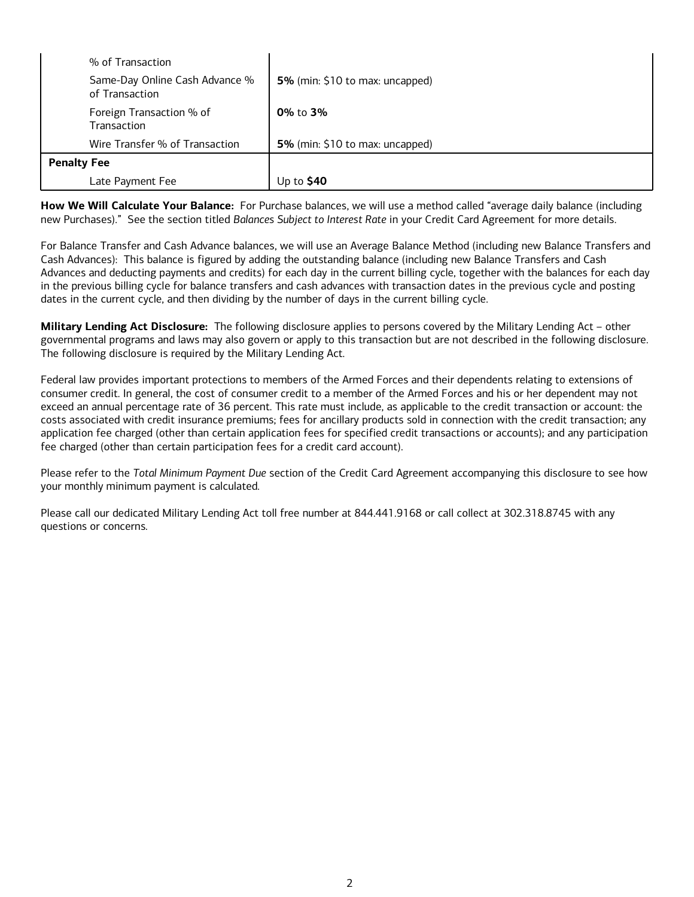| | |
|---|---|
| % of Transaction | |
| Same-Day Online Cash Advance % of Transaction | **5%** (min: $10 to max: uncapped) |
| Foreign Transaction % of Transaction | **0%** to **3%** |
| Wire Transfer % of Transaction | **5%** (min: $10 to max: uncapped) |
| **Penalty Fee** | |
| Late Payment Fee | Up to **$40** |

**How We Will Calculate Your Balance:** For Purchase balances, we will use a method called "average daily balance (including new Purchases)." See the section titled *Balances Subject to Interest Rate* in your Credit Card Agreement for more details.

For Balance Transfer and Cash Advance balances, we will use an Average Balance Method (including new Balance Transfers and Cash Advances): This balance is figured by adding the outstanding balance (including new Balance Transfers and Cash Advances and deducting payments and credits) for each day in the current billing cycle, together with the balances for each day in the previous billing cycle for balance transfers and cash advances with transaction dates in the previous cycle and posting dates in the current cycle, and then dividing by the number of days in the current billing cycle.

**Military Lending Act Disclosure:** The following disclosure applies to persons covered by the Military Lending Act – other governmental programs and laws may also govern or apply to this transaction but are not described in the following disclosure. The following disclosure is required by the Military Lending Act.

Federal law provides important protections to members of the Armed Forces and their dependents relating to extensions of consumer credit. In general, the cost of consumer credit to a member of the Armed Forces and his or her dependent may not exceed an annual percentage rate of 36 percent. This rate must include, as applicable to the credit transaction or account: the costs associated with credit insurance premiums; fees for ancillary products sold in connection with the credit transaction; any application fee charged (other than certain application fees for specified credit transactions or accounts); and any participation fee charged (other than certain participation fees for a credit card account).

Please refer to the *Total Minimum Payment Due* section of the Credit Card Agreement accompanying this disclosure to see how your monthly minimum payment is calculated.

Please call our dedicated Military Lending Act toll free number at 844.441.9168 or call collect at 302.318.8745 with any questions or concerns.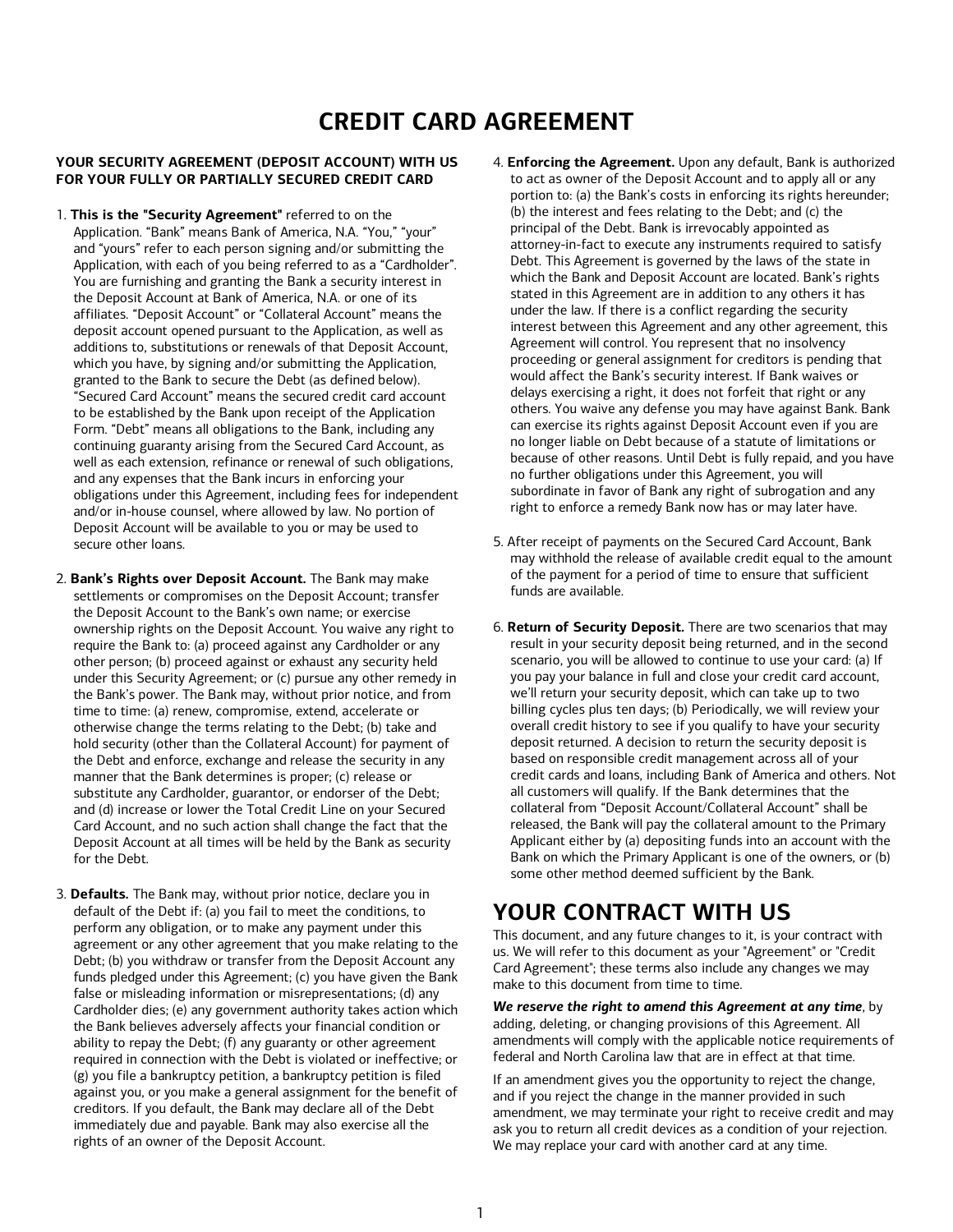# CREDIT CARD AGREEMENT

**YOUR SECURITY AGREEMENT (DEPOSIT ACCOUNT) WITH US FOR YOUR FULLY OR PARTIALLY SECURED CREDIT CARD**

1. **This is the "Security Agreement"** referred to on the Application. "Bank" means Bank of America, N.A. "You," "your" and "yours" refer to each person signing and/or submitting the Application, with each of you being referred to as a "Cardholder". You are furnishing and granting the Bank a security interest in the Deposit Account at Bank of America, N.A. or one of its affiliates. "Deposit Account" or "Collateral Account" means the deposit account opened pursuant to the Application, as well as additions to, substitutions or renewals of that Deposit Account, which you have, by signing and/or submitting the Application, granted to the Bank to secure the Debt (as defined below). "Secured Card Account" means the secured credit card account to be established by the Bank upon receipt of the Application Form. "Debt" means all obligations to the Bank, including any continuing guaranty arising from the Secured Card Account, as well as each extension, refinance or renewal of such obligations, and any expenses that the Bank incurs in enforcing your obligations under this Agreement, including fees for independent and/or in-house counsel, where allowed by law. No portion of Deposit Account will be available to you or may be used to secure other loans.

2. **Bank's Rights over Deposit Account.** The Bank may make settlements or compromises on the Deposit Account; transfer the Deposit Account to the Bank's own name; or exercise ownership rights on the Deposit Account. You waive any right to require the Bank to: (a) proceed against any Cardholder or any other person; (b) proceed against or exhaust any security held under this Security Agreement; or (c) pursue any other remedy in the Bank's power. The Bank may, without prior notice, and from time to time: (a) renew, compromise, extend, accelerate or otherwise change the terms relating to the Debt; (b) take and hold security (other than the Collateral Account) for payment of the Debt and enforce, exchange and release the security in any manner that the Bank determines is proper; (c) release or substitute any Cardholder, guarantor, or endorser of the Debt; and (d) increase or lower the Total Credit Line on your Secured Card Account, and no such action shall change the fact that the Deposit Account at all times will be held by the Bank as security for the Debt.

3. **Defaults.** The Bank may, without prior notice, declare you in default of the Debt if: (a) you fail to meet the conditions, to perform any obligation, or to make any payment under this agreement or any other agreement that you make relating to the Debt; (b) you withdraw or transfer from the Deposit Account any funds pledged under this Agreement; (c) you have given the Bank false or misleading information or misrepresentations; (d) any Cardholder dies; (e) any government authority takes action which the Bank believes adversely affects your financial condition or ability to repay the Debt; (f) any guaranty or other agreement required in connection with the Debt is violated or ineffective; or (g) you file a bankruptcy petition, a bankruptcy petition is filed against you, or you make a general assignment for the benefit of creditors. If you default, the Bank may declare all of the Debt immediately due and payable. Bank may also exercise all the rights of an owner of the Deposit Account.

4. **Enforcing the Agreement.** Upon any default, Bank is authorized to act as owner of the Deposit Account and to apply all or any portion to: (a) the Bank's costs in enforcing its rights hereunder; (b) the interest and fees relating to the Debt; and (c) the principal of the Debt. Bank is irrevocably appointed as attorney-in-fact to execute any instruments required to satisfy Debt. This Agreement is governed by the laws of the state in which the Bank and Deposit Account are located. Bank's rights stated in this Agreement are in addition to any others it has under the law. If there is a conflict regarding the security interest between this Agreement and any other agreement, this Agreement will control. You represent that no insolvency proceeding or general assignment for creditors is pending that would affect the Bank's security interest. If Bank waives or delays exercising a right, it does not forfeit that right or any others. You waive any defense you may have against Bank. Bank can exercise its rights against Deposit Account even if you are no longer liable on Debt because of a statute of limitations or because of other reasons. Until Debt is fully repaid, and you have no further obligations under this Agreement, you will subordinate in favor of Bank any right of subrogation and any right to enforce a remedy Bank now has or may later have.

5. After receipt of payments on the Secured Card Account, Bank may withhold the release of available credit equal to the amount of the payment for a period of time to ensure that sufficient funds are available.

6. **Return of Security Deposit.** There are two scenarios that may result in your security deposit being returned, and in the second scenario, you will be allowed to continue to use your card: (a) If you pay your balance in full and close your credit card account, we'll return your security deposit, which can take up to two billing cycles plus ten days; (b) Periodically, we will review your overall credit history to see if you qualify to have your security deposit returned. A decision to return the security deposit is based on responsible credit management across all of your credit cards and loans, including Bank of America and others. Not all customers will qualify. If the Bank determines that the collateral from "Deposit Account/Collateral Account" shall be released, the Bank will pay the collateral amount to the Primary Applicant either by (a) depositing funds into an account with the Bank on which the Primary Applicant is one of the owners, or (b) some other method deemed sufficient by the Bank.

## YOUR CONTRACT WITH US

This document, and any future changes to it, is your contract with us. We will refer to this document as your "Agreement" or "Credit Card Agreement"; these terms also include any changes we may make to this document from time to time.

***We reserve the right to amend this Agreement at any time***, by adding, deleting, or changing provisions of this Agreement. All amendments will comply with the applicable notice requirements of federal and North Carolina law that are in effect at that time.

If an amendment gives you the opportunity to reject the change, and if you reject the change in the manner provided in such amendment, we may terminate your right to receive credit and may ask you to return all credit devices as a condition of your rejection. We may replace your card with another card at any time.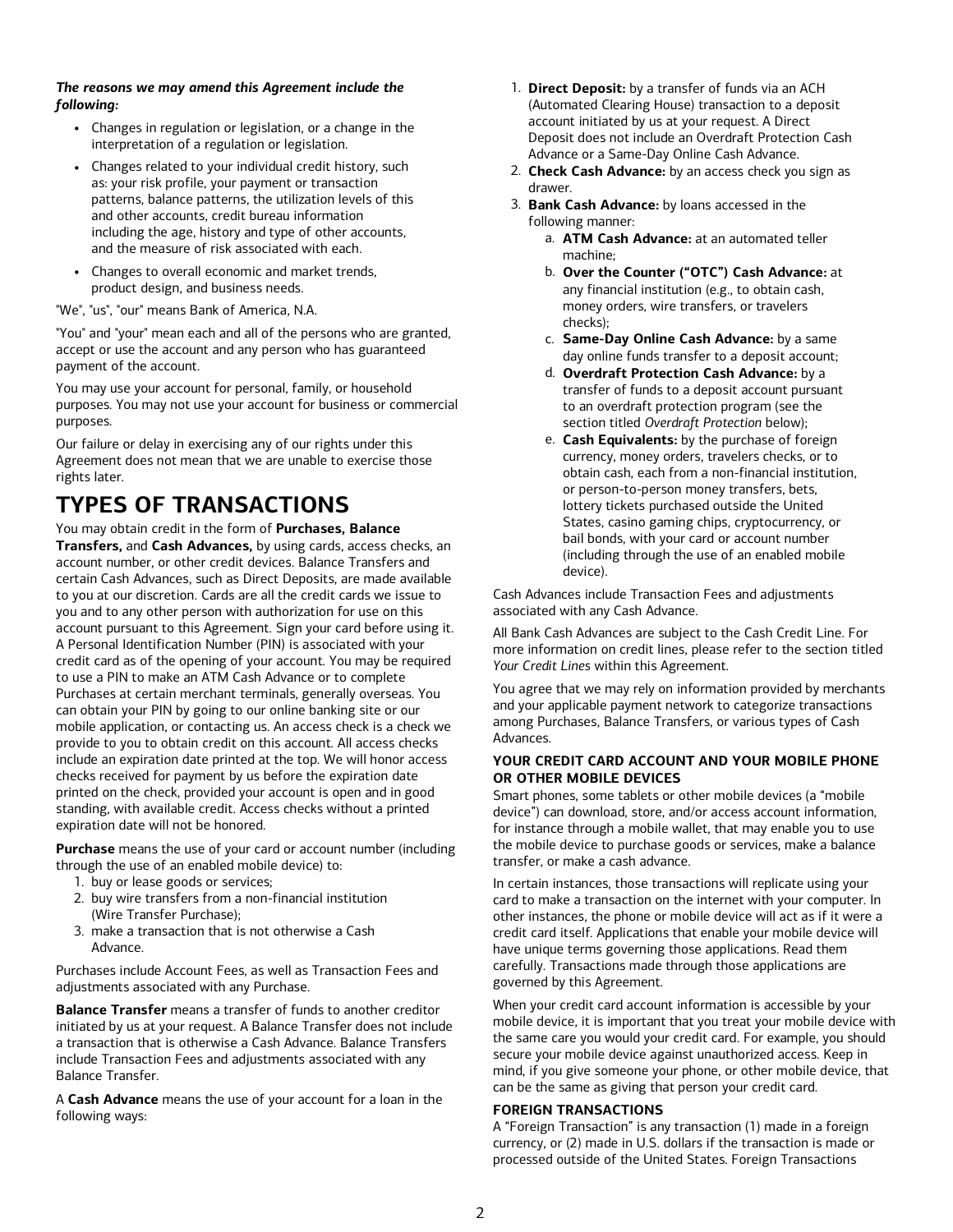***The reasons we may amend this Agreement include the following:***

- Changes in regulation or legislation, or a change in the interpretation of a regulation or legislation.
- Changes related to your individual credit history, such as: your risk profile, your payment or transaction patterns, balance patterns, the utilization levels of this and other accounts, credit bureau information including the age, history and type of other accounts, and the measure of risk associated with each.
- Changes to overall economic and market trends, product design, and business needs.

"We", "us", "our" means Bank of America, N.A.

"You" and "your" mean each and all of the persons who are granted, accept or use the account and any person who has guaranteed payment of the account.

You may use your account for personal, family, or household purposes. You may not use your account for business or commercial purposes.

Our failure or delay in exercising any of our rights under this Agreement does not mean that we are unable to exercise those rights later.

# TYPES OF TRANSACTIONS

You may obtain credit in the form of **Purchases, Balance Transfers,** and **Cash Advances,** by using cards, access checks, an account number, or other credit devices. Balance Transfers and certain Cash Advances, such as Direct Deposits, are made available to you at our discretion. Cards are all the credit cards we issue to you and to any other person with authorization for use on this account pursuant to this Agreement. Sign your card before using it. A Personal Identification Number (PIN) is associated with your credit card as of the opening of your account. You may be required to use a PIN to make an ATM Cash Advance or to complete Purchases at certain merchant terminals, generally overseas. You can obtain your PIN by going to our online banking site or our mobile application, or contacting us. An access check is a check we provide to you to obtain credit on this account. All access checks include an expiration date printed at the top. We will honor access checks received for payment by us before the expiration date printed on the check, provided your account is open and in good standing, with available credit. Access checks without a printed expiration date will not be honored.

**Purchase** means the use of your card or account number (including through the use of an enabled mobile device) to:

1. buy or lease goods or services;
2. buy wire transfers from a non-financial institution (Wire Transfer Purchase);
3. make a transaction that is not otherwise a Cash Advance.

Purchases include Account Fees, as well as Transaction Fees and adjustments associated with any Purchase.

**Balance Transfer** means a transfer of funds to another creditor initiated by us at your request. A Balance Transfer does not include a transaction that is otherwise a Cash Advance. Balance Transfers include Transaction Fees and adjustments associated with any Balance Transfer.

A **Cash Advance** means the use of your account for a loan in the following ways:

1. **Direct Deposit:** by a transfer of funds via an ACH (Automated Clearing House) transaction to a deposit account initiated by us at your request. A Direct Deposit does not include an Overdraft Protection Cash Advance or a Same-Day Online Cash Advance.
2. **Check Cash Advance:** by an access check you sign as drawer.
3. **Bank Cash Advance:** by loans accessed in the following manner:
   a. **ATM Cash Advance:** at an automated teller machine;
   b. **Over the Counter ("OTC") Cash Advance:** at any financial institution (e.g., to obtain cash, money orders, wire transfers, or travelers checks);
   c. **Same-Day Online Cash Advance:** by a same day online funds transfer to a deposit account;
   d. **Overdraft Protection Cash Advance:** by a transfer of funds to a deposit account pursuant to an overdraft protection program (see the section titled *Overdraft Protection* below);
   e. **Cash Equivalents:** by the purchase of foreign currency, money orders, travelers checks, or to obtain cash, each from a non-financial institution, or person-to-person money transfers, bets, lottery tickets purchased outside the United States, casino gaming chips, cryptocurrency, or bail bonds, with your card or account number (including through the use of an enabled mobile device).

Cash Advances include Transaction Fees and adjustments associated with any Cash Advance.

All Bank Cash Advances are subject to the Cash Credit Line. For more information on credit lines, please refer to the section titled *Your Credit Lines* within this Agreement.

You agree that we may rely on information provided by merchants and your applicable payment network to categorize transactions among Purchases, Balance Transfers, or various types of Cash Advances.

### YOUR CREDIT CARD ACCOUNT AND YOUR MOBILE PHONE OR OTHER MOBILE DEVICES

Smart phones, some tablets or other mobile devices (a "mobile device") can download, store, and/or access account information, for instance through a mobile wallet, that may enable you to use the mobile device to purchase goods or services, make a balance transfer, or make a cash advance.

In certain instances, those transactions will replicate using your card to make a transaction on the internet with your computer. In other instances, the phone or mobile device will act as if it were a credit card itself. Applications that enable your mobile device will have unique terms governing those applications. Read them carefully. Transactions made through those applications are governed by this Agreement.

When your credit card account information is accessible by your mobile device, it is important that you treat your mobile device with the same care you would your credit card. For example, you should secure your mobile device against unauthorized access. Keep in mind, if you give someone your phone, or other mobile device, that can be the same as giving that person your credit card.

### FOREIGN TRANSACTIONS

A "Foreign Transaction" is any transaction (1) made in a foreign currency, or (2) made in U.S. dollars if the transaction is made or processed outside of the United States. Foreign Transactions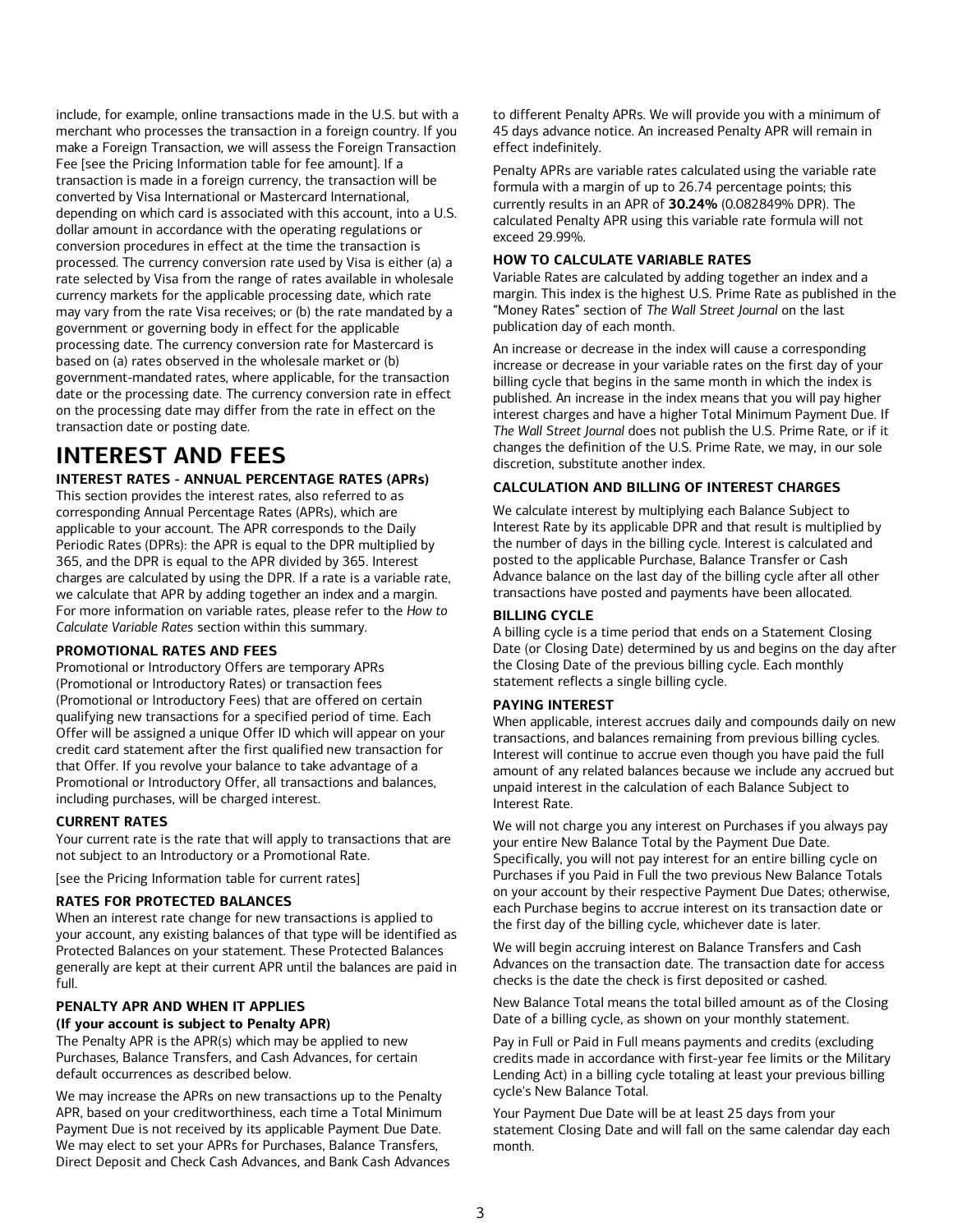include, for example, online transactions made in the U.S. but with a merchant who processes the transaction in a foreign country. If you make a Foreign Transaction, we will assess the Foreign Transaction Fee [see the Pricing Information table for fee amount]. If a transaction is made in a foreign currency, the transaction will be converted by Visa International or Mastercard International, depending on which card is associated with this account, into a U.S. dollar amount in accordance with the operating regulations or conversion procedures in effect at the time the transaction is processed. The currency conversion rate used by Visa is either (a) a rate selected by Visa from the range of rates available in wholesale currency markets for the applicable processing date, which rate may vary from the rate Visa receives; or (b) the rate mandated by a government or governing body in effect for the applicable processing date. The currency conversion rate for Mastercard is based on (a) rates observed in the wholesale market or (b) government-mandated rates, where applicable, for the transaction date or the processing date. The currency conversion rate in effect on the processing date may differ from the rate in effect on the transaction date or posting date.

# INTEREST AND FEES

### INTEREST RATES - ANNUAL PERCENTAGE RATES (APRs)

This section provides the interest rates, also referred to as corresponding Annual Percentage Rates (APRs), which are applicable to your account. The APR corresponds to the Daily Periodic Rates (DPRs): the APR is equal to the DPR multiplied by 365, and the DPR is equal to the APR divided by 365. Interest charges are calculated by using the DPR. If a rate is a variable rate, we calculate that APR by adding together an index and a margin. For more information on variable rates, please refer to the *How to Calculate Variable Rates* section within this summary.

### PROMOTIONAL RATES AND FEES

Promotional or Introductory Offers are temporary APRs (Promotional or Introductory Rates) or transaction fees (Promotional or Introductory Fees) that are offered on certain qualifying new transactions for a specified period of time. Each Offer will be assigned a unique Offer ID which will appear on your credit card statement after the first qualified new transaction for that Offer. If you revolve your balance to take advantage of a Promotional or Introductory Offer, all transactions and balances, including purchases, will be charged interest.

### CURRENT RATES

Your current rate is the rate that will apply to transactions that are not subject to an Introductory or a Promotional Rate.

[see the Pricing Information table for current rates]

### RATES FOR PROTECTED BALANCES

When an interest rate change for new transactions is applied to your account, any existing balances of that type will be identified as Protected Balances on your statement. These Protected Balances generally are kept at their current APR until the balances are paid in full.

### PENALTY APR AND WHEN IT APPLIES
**(If your account is subject to Penalty APR)**

The Penalty APR is the APR(s) which may be applied to new Purchases, Balance Transfers, and Cash Advances, for certain default occurrences as described below.

We may increase the APRs on new transactions up to the Penalty APR, based on your creditworthiness, each time a Total Minimum Payment Due is not received by its applicable Payment Due Date. We may elect to set your APRs for Purchases, Balance Transfers, Direct Deposit and Check Cash Advances, and Bank Cash Advances to different Penalty APRs. We will provide you with a minimum of 45 days advance notice. An increased Penalty APR will remain in effect indefinitely.

Penalty APRs are variable rates calculated using the variable rate formula with a margin of up to 26.74 percentage points; this currently results in an APR of **30.24%** (0.082849% DPR). The calculated Penalty APR using this variable rate formula will not exceed 29.99%.

### HOW TO CALCULATE VARIABLE RATES

Variable Rates are calculated by adding together an index and a margin. This index is the highest U.S. Prime Rate as published in the "Money Rates" section of *The Wall Street Journal* on the last publication day of each month.

An increase or decrease in the index will cause a corresponding increase or decrease in your variable rates on the first day of your billing cycle that begins in the same month in which the index is published. An increase in the index means that you will pay higher interest charges and have a higher Total Minimum Payment Due. If *The Wall Street Journal* does not publish the U.S. Prime Rate, or if it changes the definition of the U.S. Prime Rate, we may, in our sole discretion, substitute another index.

### CALCULATION AND BILLING OF INTEREST CHARGES

We calculate interest by multiplying each Balance Subject to Interest Rate by its applicable DPR and that result is multiplied by the number of days in the billing cycle. Interest is calculated and posted to the applicable Purchase, Balance Transfer or Cash Advance balance on the last day of the billing cycle after all other transactions have posted and payments have been allocated.

### BILLING CYCLE

A billing cycle is a time period that ends on a Statement Closing Date (or Closing Date) determined by us and begins on the day after the Closing Date of the previous billing cycle. Each monthly statement reflects a single billing cycle.

### PAYING INTEREST

When applicable, interest accrues daily and compounds daily on new transactions, and balances remaining from previous billing cycles. Interest will continue to accrue even though you have paid the full amount of any related balances because we include any accrued but unpaid interest in the calculation of each Balance Subject to Interest Rate.

We will not charge you any interest on Purchases if you always pay your entire New Balance Total by the Payment Due Date. Specifically, you will not pay interest for an entire billing cycle on Purchases if you Paid in Full the two previous New Balance Totals on your account by their respective Payment Due Dates; otherwise, each Purchase begins to accrue interest on its transaction date or the first day of the billing cycle, whichever date is later.

We will begin accruing interest on Balance Transfers and Cash Advances on the transaction date. The transaction date for access checks is the date the check is first deposited or cashed.

New Balance Total means the total billed amount as of the Closing Date of a billing cycle, as shown on your monthly statement.

Pay in Full or Paid in Full means payments and credits (excluding credits made in accordance with first-year fee limits or the Military Lending Act) in a billing cycle totaling at least your previous billing cycle's New Balance Total.

Your Payment Due Date will be at least 25 days from your statement Closing Date and will fall on the same calendar day each month.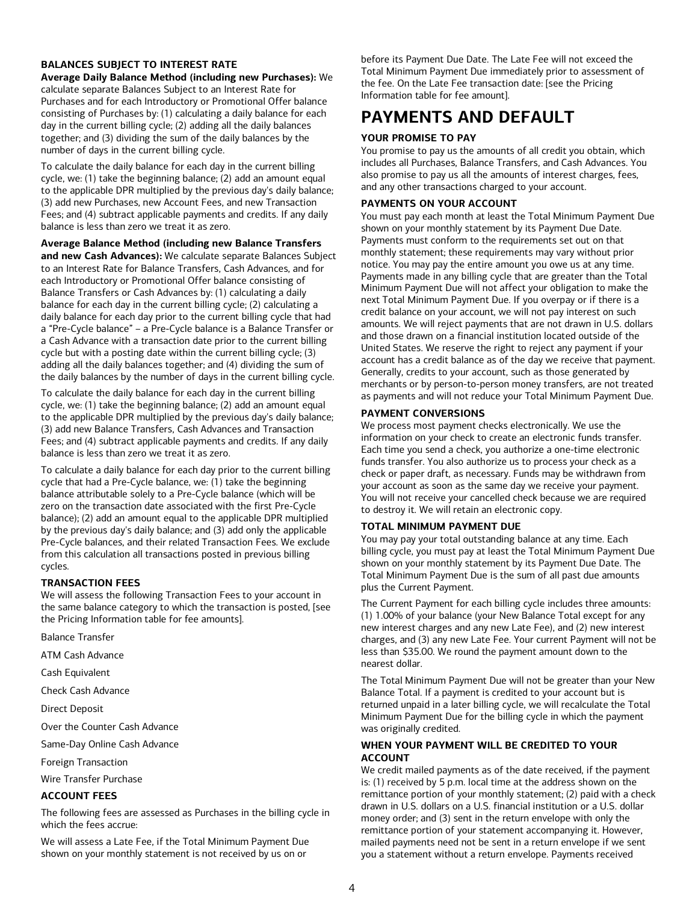### BALANCES SUBJECT TO INTEREST RATE

**Average Daily Balance Method (including new Purchases):** We calculate separate Balances Subject to an Interest Rate for Purchases and for each Introductory or Promotional Offer balance consisting of Purchases by: (1) calculating a daily balance for each day in the current billing cycle; (2) adding all the daily balances together; and (3) dividing the sum of the daily balances by the number of days in the current billing cycle.

To calculate the daily balance for each day in the current billing cycle, we: (1) take the beginning balance; (2) add an amount equal to the applicable DPR multiplied by the previous day's daily balance; (3) add new Purchases, new Account Fees, and new Transaction Fees; and (4) subtract applicable payments and credits. If any daily balance is less than zero we treat it as zero.

**Average Balance Method (including new Balance Transfers and new Cash Advances):** We calculate separate Balances Subject to an Interest Rate for Balance Transfers, Cash Advances, and for each Introductory or Promotional Offer balance consisting of Balance Transfers or Cash Advances by: (1) calculating a daily balance for each day in the current billing cycle; (2) calculating a daily balance for each day prior to the current billing cycle that had a "Pre-Cycle balance" – a Pre-Cycle balance is a Balance Transfer or a Cash Advance with a transaction date prior to the current billing cycle but with a posting date within the current billing cycle; (3) adding all the daily balances together; and (4) dividing the sum of the daily balances by the number of days in the current billing cycle.

To calculate the daily balance for each day in the current billing cycle, we: (1) take the beginning balance; (2) add an amount equal to the applicable DPR multiplied by the previous day's daily balance; (3) add new Balance Transfers, Cash Advances and Transaction Fees; and (4) subtract applicable payments and credits. If any daily balance is less than zero we treat it as zero.

To calculate a daily balance for each day prior to the current billing cycle that had a Pre-Cycle balance, we: (1) take the beginning balance attributable solely to a Pre-Cycle balance (which will be zero on the transaction date associated with the first Pre-Cycle balance); (2) add an amount equal to the applicable DPR multiplied by the previous day's daily balance; and (3) add only the applicable Pre-Cycle balances, and their related Transaction Fees. We exclude from this calculation all transactions posted in previous billing cycles.

### TRANSACTION FEES

We will assess the following Transaction Fees to your account in the same balance category to which the transaction is posted, [see the Pricing Information table for fee amounts].

Balance Transfer

ATM Cash Advance

Cash Equivalent

Check Cash Advance

Direct Deposit

Over the Counter Cash Advance

Same-Day Online Cash Advance

Foreign Transaction

Wire Transfer Purchase

### ACCOUNT FEES

The following fees are assessed as Purchases in the billing cycle in which the fees accrue:

We will assess a Late Fee, if the Total Minimum Payment Due shown on your monthly statement is not received by us on or before its Payment Due Date. The Late Fee will not exceed the Total Minimum Payment Due immediately prior to assessment of the fee. On the Late Fee transaction date: [see the Pricing Information table for fee amount].

## PAYMENTS AND DEFAULT

### YOUR PROMISE TO PAY

You promise to pay us the amounts of all credit you obtain, which includes all Purchases, Balance Transfers, and Cash Advances. You also promise to pay us all the amounts of interest charges, fees, and any other transactions charged to your account.

### PAYMENTS ON YOUR ACCOUNT

You must pay each month at least the Total Minimum Payment Due shown on your monthly statement by its Payment Due Date. Payments must conform to the requirements set out on that monthly statement; these requirements may vary without prior notice. You may pay the entire amount you owe us at any time. Payments made in any billing cycle that are greater than the Total Minimum Payment Due will not affect your obligation to make the next Total Minimum Payment Due. If you overpay or if there is a credit balance on your account, we will not pay interest on such amounts. We will reject payments that are not drawn in U.S. dollars and those drawn on a financial institution located outside of the United States. We reserve the right to reject any payment if your account has a credit balance as of the day we receive that payment. Generally, credits to your account, such as those generated by merchants or by person-to-person money transfers, are not treated as payments and will not reduce your Total Minimum Payment Due.

### PAYMENT CONVERSIONS

We process most payment checks electronically. We use the information on your check to create an electronic funds transfer. Each time you send a check, you authorize a one-time electronic funds transfer. You also authorize us to process your check as a check or paper draft, as necessary. Funds may be withdrawn from your account as soon as the same day we receive your payment. You will not receive your cancelled check because we are required to destroy it. We will retain an electronic copy.

### TOTAL MINIMUM PAYMENT DUE

You may pay your total outstanding balance at any time. Each billing cycle, you must pay at least the Total Minimum Payment Due shown on your monthly statement by its Payment Due Date. The Total Minimum Payment Due is the sum of all past due amounts plus the Current Payment.

The Current Payment for each billing cycle includes three amounts: (1) 1.00% of your balance (your New Balance Total except for any new interest charges and any new Late Fee), and (2) new interest charges, and (3) any new Late Fee. Your current Payment will not be less than $35.00. We round the payment amount down to the nearest dollar.

The Total Minimum Payment Due will not be greater than your New Balance Total. If a payment is credited to your account but is returned unpaid in a later billing cycle, we will recalculate the Total Minimum Payment Due for the billing cycle in which the payment was originally credited.

### WHEN YOUR PAYMENT WILL BE CREDITED TO YOUR ACCOUNT

We credit mailed payments as of the date received, if the payment is: (1) received by 5 p.m. local time at the address shown on the remittance portion of your monthly statement; (2) paid with a check drawn in U.S. dollars on a U.S. financial institution or a U.S. dollar money order; and (3) sent in the return envelope with only the remittance portion of your statement accompanying it. However, mailed payments need not be sent in a return envelope if we sent you a statement without a return envelope. Payments received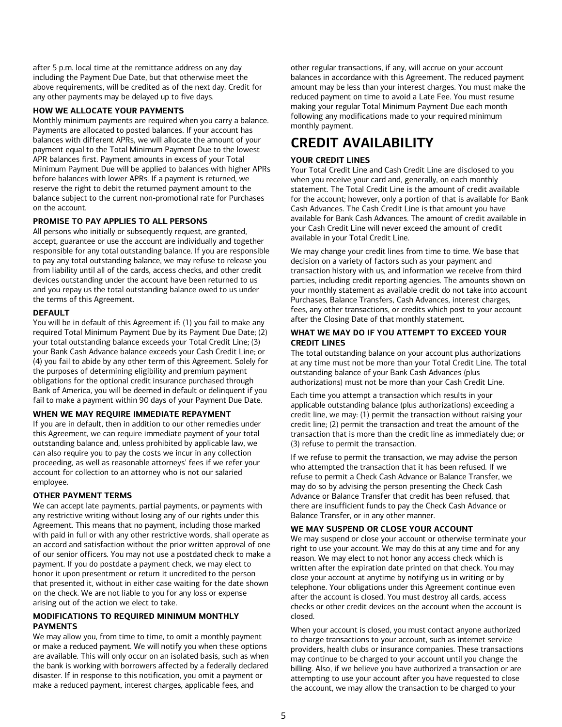after 5 p.m. local time at the remittance address on any day including the Payment Due Date, but that otherwise meet the above requirements, will be credited as of the next day. Credit for any other payments may be delayed up to five days.

#### HOW WE ALLOCATE YOUR PAYMENTS

Monthly minimum payments are required when you carry a balance. Payments are allocated to posted balances. If your account has balances with different APRs, we will allocate the amount of your payment equal to the Total Minimum Payment Due to the lowest APR balances first. Payment amounts in excess of your Total Minimum Payment Due will be applied to balances with higher APRs before balances with lower APRs. If a payment is returned, we reserve the right to debit the returned payment amount to the balance subject to the current non-promotional rate for Purchases on the account.

#### PROMISE TO PAY APPLIES TO ALL PERSONS

All persons who initially or subsequently request, are granted, accept, guarantee or use the account are individually and together responsible for any total outstanding balance. If you are responsible to pay any total outstanding balance, we may refuse to release you from liability until all of the cards, access checks, and other credit devices outstanding under the account have been returned to us and you repay us the total outstanding balance owed to us under the terms of this Agreement.

#### DEFAULT

You will be in default of this Agreement if: (1) you fail to make any required Total Minimum Payment Due by its Payment Due Date; (2) your total outstanding balance exceeds your Total Credit Line; (3) your Bank Cash Advance balance exceeds your Cash Credit Line; or (4) you fail to abide by any other term of this Agreement. Solely for the purposes of determining eligibility and premium payment obligations for the optional credit insurance purchased through Bank of America, you will be deemed in default or delinquent if you fail to make a payment within 90 days of your Payment Due Date.

#### WHEN WE MAY REQUIRE IMMEDIATE REPAYMENT

If you are in default, then in addition to our other remedies under this Agreement, we can require immediate payment of your total outstanding balance and, unless prohibited by applicable law, we can also require you to pay the costs we incur in any collection proceeding, as well as reasonable attorneys' fees if we refer your account for collection to an attorney who is not our salaried employee.

#### OTHER PAYMENT TERMS

We can accept late payments, partial payments, or payments with any restrictive writing without losing any of our rights under this Agreement. This means that no payment, including those marked with paid in full or with any other restrictive words, shall operate as an accord and satisfaction without the prior written approval of one of our senior officers. You may not use a postdated check to make a payment. If you do postdate a payment check, we may elect to honor it upon presentment or return it uncredited to the person that presented it, without in either case waiting for the date shown on the check. We are not liable to you for any loss or expense arising out of the action we elect to take.

#### MODIFICATIONS TO REQUIRED MINIMUM MONTHLY PAYMENTS

We may allow you, from time to time, to omit a monthly payment or make a reduced payment. We will notify you when these options are available. This will only occur on an isolated basis, such as when the bank is working with borrowers affected by a federally declared disaster. If in response to this notification, you omit a payment or make a reduced payment, interest charges, applicable fees, and other regular transactions, if any, will accrue on your account balances in accordance with this Agreement. The reduced payment amount may be less than your interest charges. You must make the reduced payment on time to avoid a Late Fee. You must resume making your regular Total Minimum Payment Due each month following any modifications made to your required minimum monthly payment.

## CREDIT AVAILABILITY

#### YOUR CREDIT LINES

Your Total Credit Line and Cash Credit Line are disclosed to you when you receive your card and, generally, on each monthly statement. The Total Credit Line is the amount of credit available for the account; however, only a portion of that is available for Bank Cash Advances. The Cash Credit Line is that amount you have available for Bank Cash Advances. The amount of credit available in your Cash Credit Line will never exceed the amount of credit available in your Total Credit Line.

We may change your credit lines from time to time. We base that decision on a variety of factors such as your payment and transaction history with us, and information we receive from third parties, including credit reporting agencies. The amounts shown on your monthly statement as available credit do not take into account Purchases, Balance Transfers, Cash Advances, interest charges, fees, any other transactions, or credits which post to your account after the Closing Date of that monthly statement.

#### WHAT WE MAY DO IF YOU ATTEMPT TO EXCEED YOUR CREDIT LINES

The total outstanding balance on your account plus authorizations at any time must not be more than your Total Credit Line. The total outstanding balance of your Bank Cash Advances (plus authorizations) must not be more than your Cash Credit Line.

Each time you attempt a transaction which results in your applicable outstanding balance (plus authorizations) exceeding a credit line, we may: (1) permit the transaction without raising your credit line; (2) permit the transaction and treat the amount of the transaction that is more than the credit line as immediately due; or (3) refuse to permit the transaction.

If we refuse to permit the transaction, we may advise the person who attempted the transaction that it has been refused. If we refuse to permit a Check Cash Advance or Balance Transfer, we may do so by advising the person presenting the Check Cash Advance or Balance Transfer that credit has been refused, that there are insufficient funds to pay the Check Cash Advance or Balance Transfer, or in any other manner.

#### WE MAY SUSPEND OR CLOSE YOUR ACCOUNT

We may suspend or close your account or otherwise terminate your right to use your account. We may do this at any time and for any reason. We may elect to not honor any access check which is written after the expiration date printed on that check. You may close your account at anytime by notifying us in writing or by telephone. Your obligations under this Agreement continue even after the account is closed. You must destroy all cards, access checks or other credit devices on the account when the account is closed.

When your account is closed, you must contact anyone authorized to charge transactions to your account, such as internet service providers, health clubs or insurance companies. These transactions may continue to be charged to your account until you change the billing. Also, if we believe you have authorized a transaction or are attempting to use your account after you have requested to close the account, we may allow the transaction to be charged to your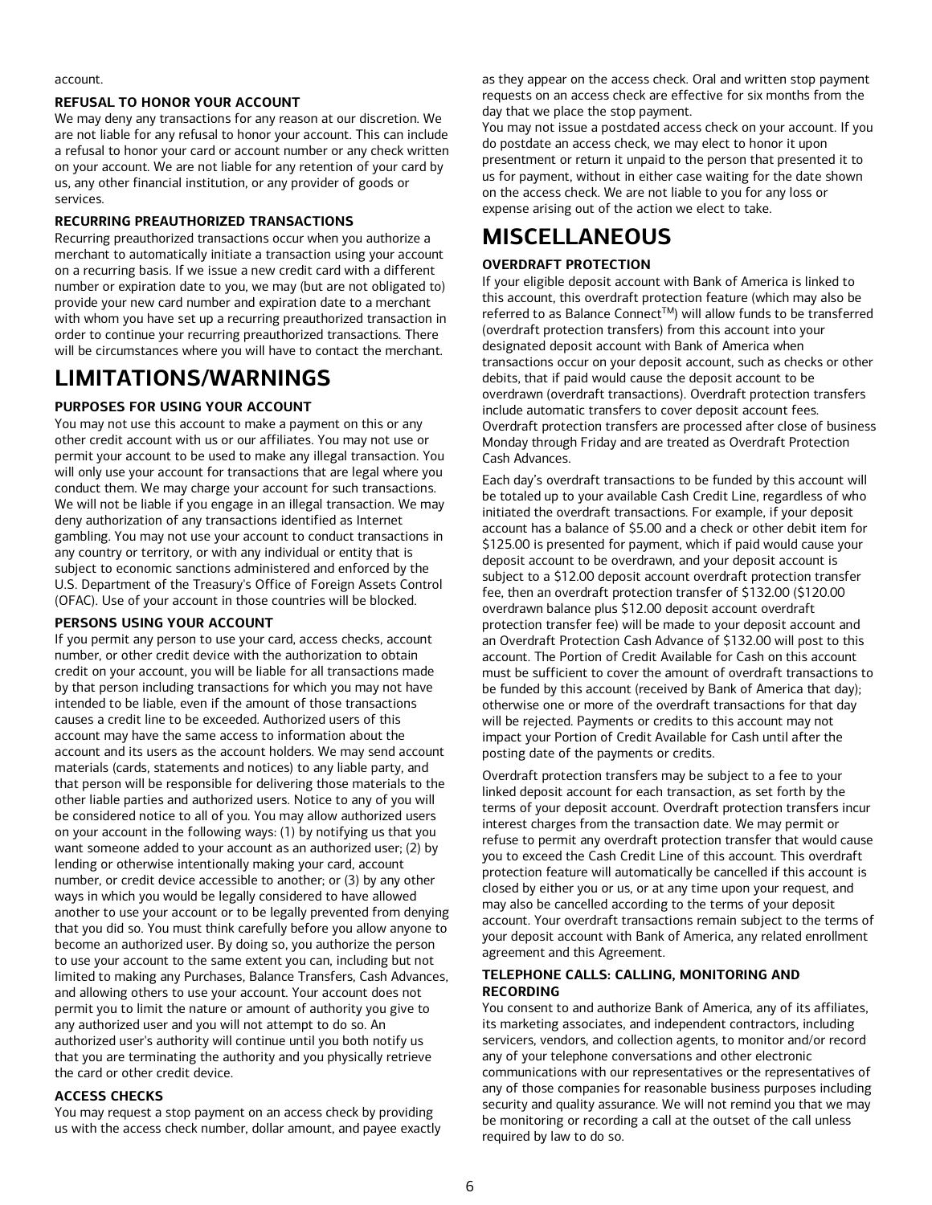account.

### REFUSAL TO HONOR YOUR ACCOUNT

We may deny any transactions for any reason at our discretion. We are not liable for any refusal to honor your account. This can include a refusal to honor your card or account number or any check written on your account. We are not liable for any retention of your card by us, any other financial institution, or any provider of goods or services.

### RECURRING PREAUTHORIZED TRANSACTIONS

Recurring preauthorized transactions occur when you authorize a merchant to automatically initiate a transaction using your account on a recurring basis. If we issue a new credit card with a different number or expiration date to you, we may (but are not obligated to) provide your new card number and expiration date to a merchant with whom you have set up a recurring preauthorized transaction in order to continue your recurring preauthorized transactions. There will be circumstances where you will have to contact the merchant.

## LIMITATIONS/WARNINGS

### PURPOSES FOR USING YOUR ACCOUNT

You may not use this account to make a payment on this or any other credit account with us or our affiliates. You may not use or permit your account to be used to make any illegal transaction. You will only use your account for transactions that are legal where you conduct them. We may charge your account for such transactions. We will not be liable if you engage in an illegal transaction. We may deny authorization of any transactions identified as Internet gambling. You may not use your account to conduct transactions in any country or territory, or with any individual or entity that is subject to economic sanctions administered and enforced by the U.S. Department of the Treasury's Office of Foreign Assets Control (OFAC). Use of your account in those countries will be blocked.

### PERSONS USING YOUR ACCOUNT

If you permit any person to use your card, access checks, account number, or other credit device with the authorization to obtain credit on your account, you will be liable for all transactions made by that person including transactions for which you may not have intended to be liable, even if the amount of those transactions causes a credit line to be exceeded. Authorized users of this account may have the same access to information about the account and its users as the account holders. We may send account materials (cards, statements and notices) to any liable party, and that person will be responsible for delivering those materials to the other liable parties and authorized users. Notice to any of you will be considered notice to all of you. You may allow authorized users on your account in the following ways: (1) by notifying us that you want someone added to your account as an authorized user; (2) by lending or otherwise intentionally making your card, account number, or credit device accessible to another; or (3) by any other ways in which you would be legally considered to have allowed another to use your account or to be legally prevented from denying that you did so. You must think carefully before you allow anyone to become an authorized user. By doing so, you authorize the person to use your account to the same extent you can, including but not limited to making any Purchases, Balance Transfers, Cash Advances, and allowing others to use your account. Your account does not permit you to limit the nature or amount of authority you give to any authorized user and you will not attempt to do so. An authorized user's authority will continue until you both notify us that you are terminating the authority and you physically retrieve the card or other credit device.

### ACCESS CHECKS

You may request a stop payment on an access check by providing us with the access check number, dollar amount, and payee exactly as they appear on the access check. Oral and written stop payment requests on an access check are effective for six months from the day that we place the stop payment.

You may not issue a postdated access check on your account. If you do postdate an access check, we may elect to honor it upon presentment or return it unpaid to the person that presented it to us for payment, without in either case waiting for the date shown on the access check. We are not liable to you for any loss or expense arising out of the action we elect to take.

## MISCELLANEOUS

### OVERDRAFT PROTECTION

If your eligible deposit account with Bank of America is linked to this account, this overdraft protection feature (which may also be referred to as Balance Connect™) will allow funds to be transferred (overdraft protection transfers) from this account into your designated deposit account with Bank of America when transactions occur on your deposit account, such as checks or other debits, that if paid would cause the deposit account to be overdrawn (overdraft transactions). Overdraft protection transfers include automatic transfers to cover deposit account fees. Overdraft protection transfers are processed after close of business Monday through Friday and are treated as Overdraft Protection Cash Advances.

Each day's overdraft transactions to be funded by this account will be totaled up to your available Cash Credit Line, regardless of who initiated the overdraft transactions. For example, if your deposit account has a balance of $5.00 and a check or other debit item for $125.00 is presented for payment, which if paid would cause your deposit account to be overdrawn, and your deposit account is subject to a $12.00 deposit account overdraft protection transfer fee, then an overdraft protection transfer of $132.00 ($120.00 overdrawn balance plus $12.00 deposit account overdraft protection transfer fee) will be made to your deposit account and an Overdraft Protection Cash Advance of $132.00 will post to this account. The Portion of Credit Available for Cash on this account must be sufficient to cover the amount of overdraft transactions to be funded by this account (received by Bank of America that day); otherwise one or more of the overdraft transactions for that day will be rejected. Payments or credits to this account may not impact your Portion of Credit Available for Cash until after the posting date of the payments or credits.

Overdraft protection transfers may be subject to a fee to your linked deposit account for each transaction, as set forth by the terms of your deposit account. Overdraft protection transfers incur interest charges from the transaction date. We may permit or refuse to permit any overdraft protection transfer that would cause you to exceed the Cash Credit Line of this account. This overdraft protection feature will automatically be cancelled if this account is closed by either you or us, or at any time upon your request, and may also be cancelled according to the terms of your deposit account. Your overdraft transactions remain subject to the terms of your deposit account with Bank of America, any related enrollment agreement and this Agreement.

### TELEPHONE CALLS: CALLING, MONITORING AND RECORDING

You consent to and authorize Bank of America, any of its affiliates, its marketing associates, and independent contractors, including servicers, vendors, and collection agents, to monitor and/or record any of your telephone conversations and other electronic communications with our representatives or the representatives of any of those companies for reasonable business purposes including security and quality assurance. We will not remind you that we may be monitoring or recording a call at the outset of the call unless required by law to do so.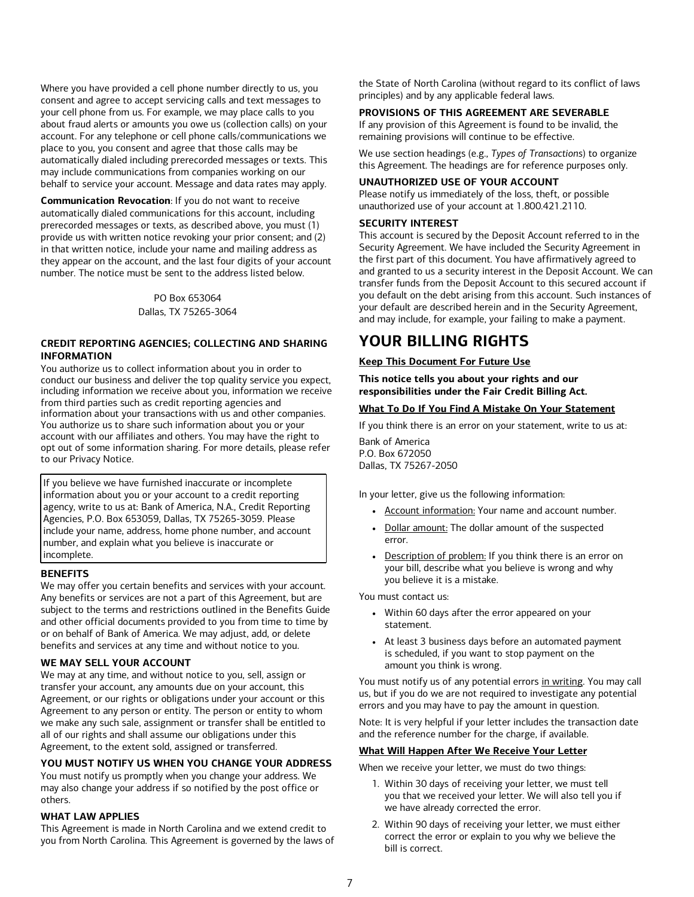Where you have provided a cell phone number directly to us, you consent and agree to accept servicing calls and text messages to your cell phone from us. For example, we may place calls to you about fraud alerts or amounts you owe us (collection calls) on your account. For any telephone or cell phone calls/communications we place to you, you consent and agree that those calls may be automatically dialed including prerecorded messages or texts. This may include communications from companies working on our behalf to service your account. Message and data rates may apply.

**Communication Revocation**: If you do not want to receive automatically dialed communications for this account, including prerecorded messages or texts, as described above, you must (1) provide us with written notice revoking your prior consent; and (2) in that written notice, include your name and mailing address as they appear on the account, and the last four digits of your account number. The notice must be sent to the address listed below.

PO Box 653064
Dallas, TX 75265-3064

**CREDIT REPORTING AGENCIES; COLLECTING AND SHARING INFORMATION**

You authorize us to collect information about you in order to conduct our business and deliver the top quality service you expect, including information we receive about you, information we receive from third parties such as credit reporting agencies and information about your transactions with us and other companies. You authorize us to share such information about you or your account with our affiliates and others. You may have the right to opt out of some information sharing. For more details, please refer to our Privacy Notice.

If you believe we have furnished inaccurate or incomplete information about you or your account to a credit reporting agency, write to us at: Bank of America, N.A., Credit Reporting Agencies, P.O. Box 653059, Dallas, TX 75265-3059. Please include your name, address, home phone number, and account number, and explain what you believe is inaccurate or incomplete.

**BENEFITS**

We may offer you certain benefits and services with your account. Any benefits or services are not a part of this Agreement, but are subject to the terms and restrictions outlined in the Benefits Guide and other official documents provided to you from time to time by or on behalf of Bank of America. We may adjust, add, or delete benefits and services at any time and without notice to you.

**WE MAY SELL YOUR ACCOUNT**

We may at any time, and without notice to you, sell, assign or transfer your account, any amounts due on your account, this Agreement, or our rights or obligations under your account or this Agreement to any person or entity. The person or entity to whom we make any such sale, assignment or transfer shall be entitled to all of our rights and shall assume our obligations under this Agreement, to the extent sold, assigned or transferred.

**YOU MUST NOTIFY US WHEN YOU CHANGE YOUR ADDRESS**

You must notify us promptly when you change your address. We may also change your address if so notified by the post office or others.

**WHAT LAW APPLIES**

This Agreement is made in North Carolina and we extend credit to you from North Carolina. This Agreement is governed by the laws of the State of North Carolina (without regard to its conflict of laws principles) and by any applicable federal laws.

**PROVISIONS OF THIS AGREEMENT ARE SEVERABLE**

If any provision of this Agreement is found to be invalid, the remaining provisions will continue to be effective.

We use section headings (e.g., *Types of Transactions*) to organize this Agreement. The headings are for reference purposes only.

**UNAUTHORIZED USE OF YOUR ACCOUNT**

Please notify us immediately of the loss, theft, or possible unauthorized use of your account at 1.800.421.2110.

**SECURITY INTEREST**

This account is secured by the Deposit Account referred to in the Security Agreement. We have included the Security Agreement in the first part of this document. You have affirmatively agreed to and granted to us a security interest in the Deposit Account. We can transfer funds from the Deposit Account to this secured account if you default on the debt arising from this account. Such instances of your default are described herein and in the Security Agreement, and may include, for example, your failing to make a payment.

# YOUR BILLING RIGHTS

**Keep This Document For Future Use**

**This notice tells you about your rights and our responsibilities under the Fair Credit Billing Act.**

**What To Do If You Find A Mistake On Your Statement**

If you think there is an error on your statement, write to us at:

Bank of America
P.O. Box 672050
Dallas, TX 75267-2050

In your letter, give us the following information:

- Account information: Your name and account number.
- Dollar amount: The dollar amount of the suspected error.
- Description of problem: If you think there is an error on your bill, describe what you believe is wrong and why you believe it is a mistake.

You must contact us:

- Within 60 days after the error appeared on your statement.
- At least 3 business days before an automated payment is scheduled, if you want to stop payment on the amount you think is wrong.

You must notify us of any potential errors in writing. You may call us, but if you do we are not required to investigate any potential errors and you may have to pay the amount in question.

Note: It is very helpful if your letter includes the transaction date and the reference number for the charge, if available.

**What Will Happen After We Receive Your Letter**

When we receive your letter, we must do two things:

1. Within 30 days of receiving your letter, we must tell you that we received your letter. We will also tell you if we have already corrected the error.
2. Within 90 days of receiving your letter, we must either correct the error or explain to you why we believe the bill is correct.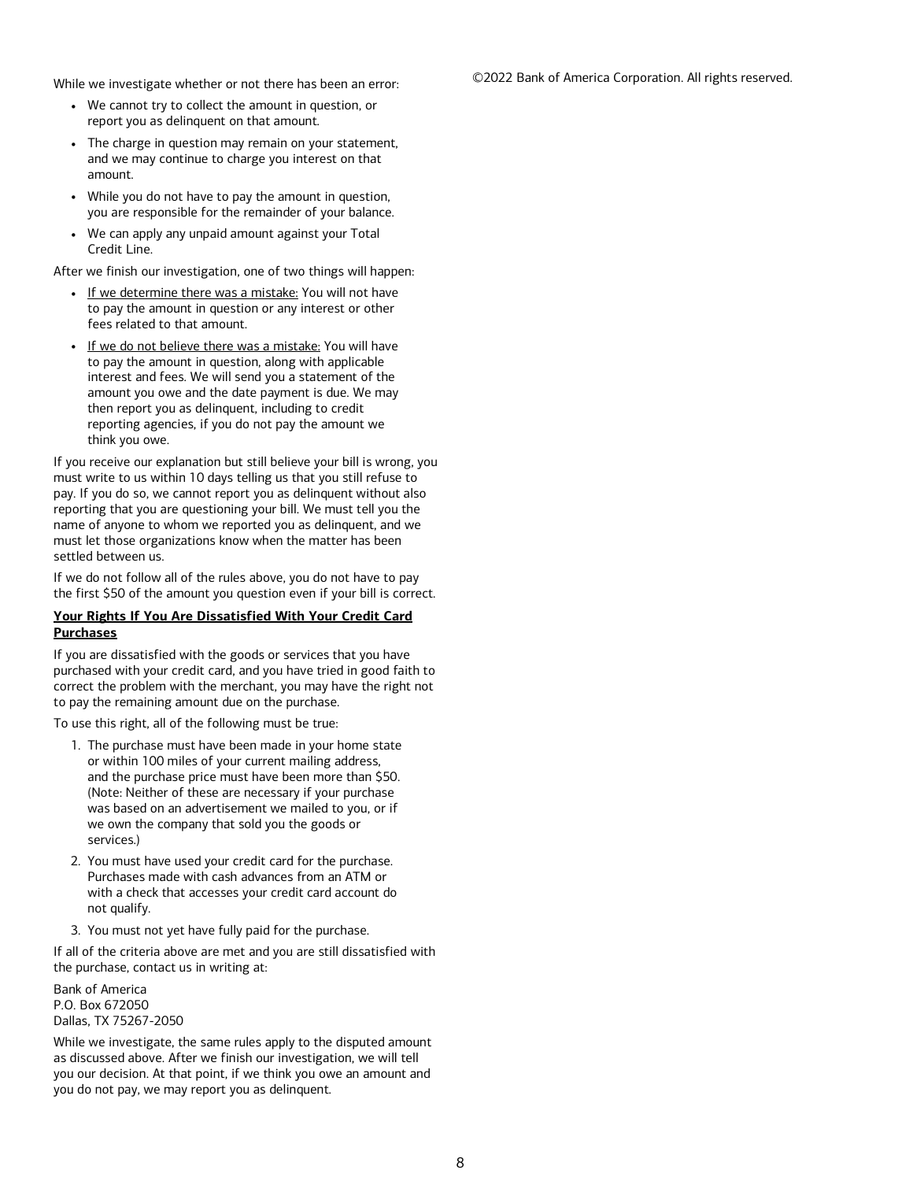While we investigate whether or not there has been an error:

- We cannot try to collect the amount in question, or report you as delinquent on that amount.
- The charge in question may remain on your statement, and we may continue to charge you interest on that amount.
- While you do not have to pay the amount in question, you are responsible for the remainder of your balance.
- We can apply any unpaid amount against your Total Credit Line.

After we finish our investigation, one of two things will happen:

- If we determine there was a mistake: You will not have to pay the amount in question or any interest or other fees related to that amount.
- If we do not believe there was a mistake: You will have to pay the amount in question, along with applicable interest and fees. We will send you a statement of the amount you owe and the date payment is due. We may then report you as delinquent, including to credit reporting agencies, if you do not pay the amount we think you owe.

If you receive our explanation but still believe your bill is wrong, you must write to us within 10 days telling us that you still refuse to pay. If you do so, we cannot report you as delinquent without also reporting that you are questioning your bill. We must tell you the name of anyone to whom we reported you as delinquent, and we must let those organizations know when the matter has been settled between us.

If we do not follow all of the rules above, you do not have to pay the first $50 of the amount you question even if your bill is correct.

**Your Rights If You Are Dissatisfied With Your Credit Card Purchases**

If you are dissatisfied with the goods or services that you have purchased with your credit card, and you have tried in good faith to correct the problem with the merchant, you may have the right not to pay the remaining amount due on the purchase.

To use this right, all of the following must be true:

1. The purchase must have been made in your home state or within 100 miles of your current mailing address, and the purchase price must have been more than $50. (Note: Neither of these are necessary if your purchase was based on an advertisement we mailed to you, or if we own the company that sold you the goods or services.)
2. You must have used your credit card for the purchase. Purchases made with cash advances from an ATM or with a check that accesses your credit card account do not qualify.
3. You must not yet have fully paid for the purchase.

If all of the criteria above are met and you are still dissatisfied with the purchase, contact us in writing at:

Bank of America
P.O. Box 672050
Dallas, TX 75267-2050

While we investigate, the same rules apply to the disputed amount as discussed above. After we finish our investigation, we will tell you our decision. At that point, if we think you owe an amount and you do not pay, we may report you as delinquent.

©2022 Bank of America Corporation. All rights reserved.